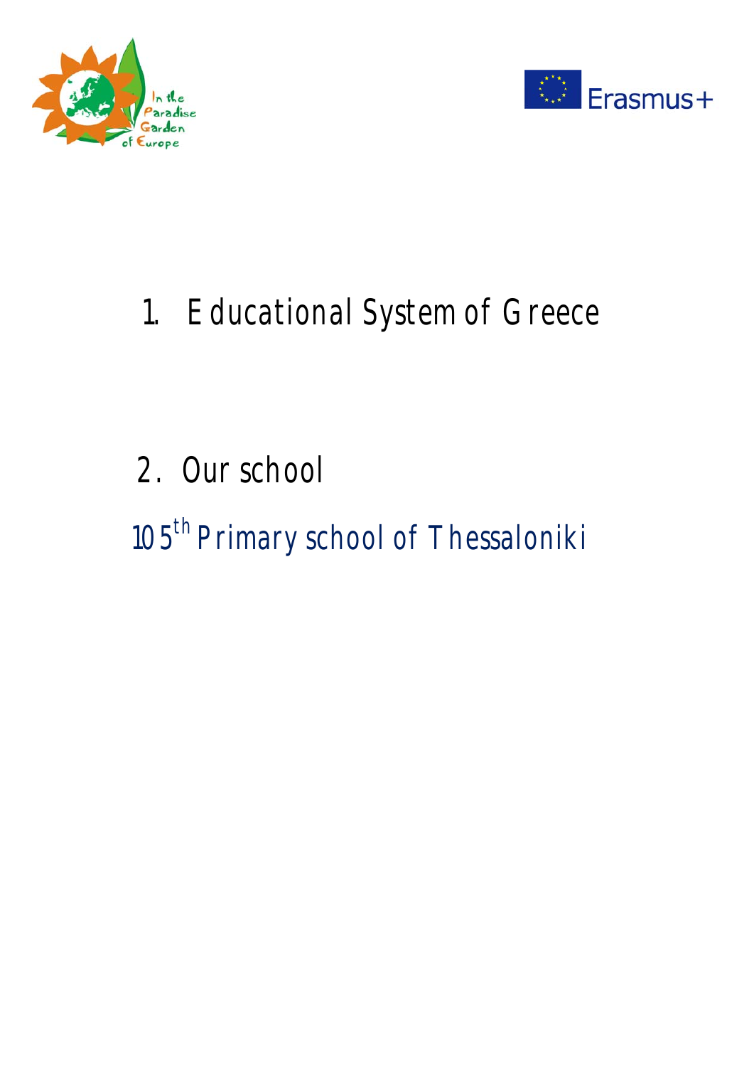1. Educational System of Greece

2. Our school

105th Primary school of Thessaloniki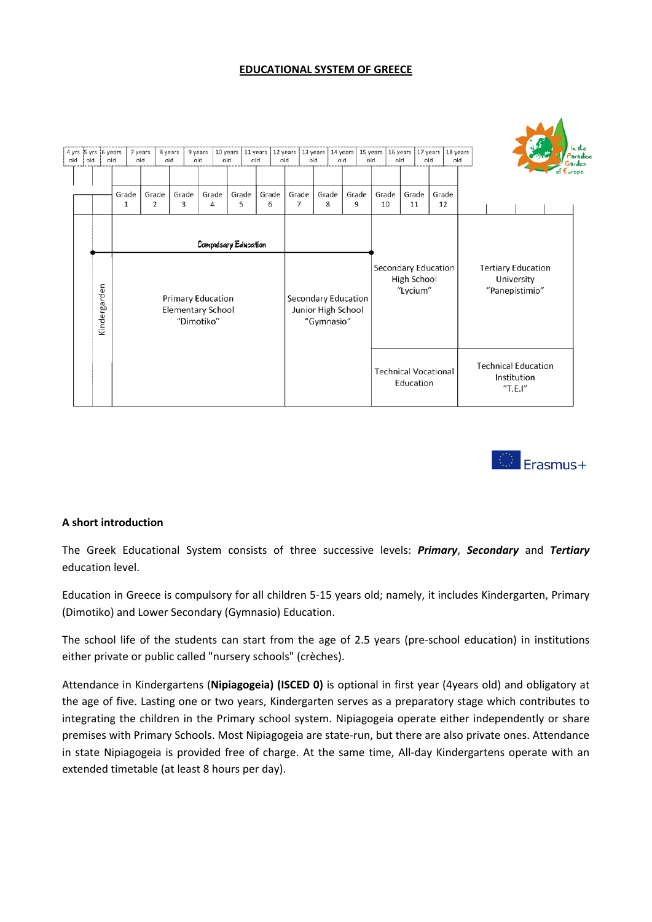# EDUCATIONAL SYSTEM OF GREECE

| 4 yrs old | 5 yrs old | 6 years old | 7 years old | 8 years old | 9 years old | 10 years old | 11 years old | 12 years old | 13 years old | 14 years old | 15 years old | 16 years old | 17 years old | 18 years old |
|---|---|---|---|---|---|---|---|---|---|---|---|---|---|---|
| | | Grade 1 | Grade 2 | Grade 3 | Grade 4 | Grade 5 | Grade 6 | Grade 7 | Grade 8 | Grade 9 | Grade 10 | Grade 11 | Grade 12 | |

| | | | | |
|---|---|---|---|---|
| Kindergarten | Compulsary Education: Primary Education Elementary School "Dimotiko" | Compulsary Education: Secondary Education Junior High School "Gymnasio" | Secondary Education High School "Lycium" | Tertiary Education University "Panepistimio" |
| | | | Technical Vocational Education | Technical Education Institution "T.E.I" |

In the Paradise Garden of Europe

Erasmus+

### A short introduction

The Greek Educational System consists of three successive levels: ***Primary***, ***Secondary*** and ***Tertiary*** education level.

Education in Greece is compulsory for all children 5-15 years old; namely, it includes Kindergarten, Primary (Dimotiko) and Lower Secondary (Gymnasio) Education.

The school life of the students can start from the age of 2.5 years (pre-school education) in institutions either private or public called "nursery schools" (crèches).

Attendance in Kindergartens (**Nipiagogeia) (ISCED 0)** is optional in first year (4years old) and obligatory at the age of five. Lasting one or two years, Kindergarten serves as a preparatory stage which contributes to integrating the children in the Primary school system. Nipiagogeia operate either independently or share premises with Primary Schools. Most Nipiagogeia are state-run, but there are also private ones. Attendance in state Nipiagogeia is provided free of charge. At the same time, All-day Kindergartens operate with an extended timetable (at least 8 hours per day).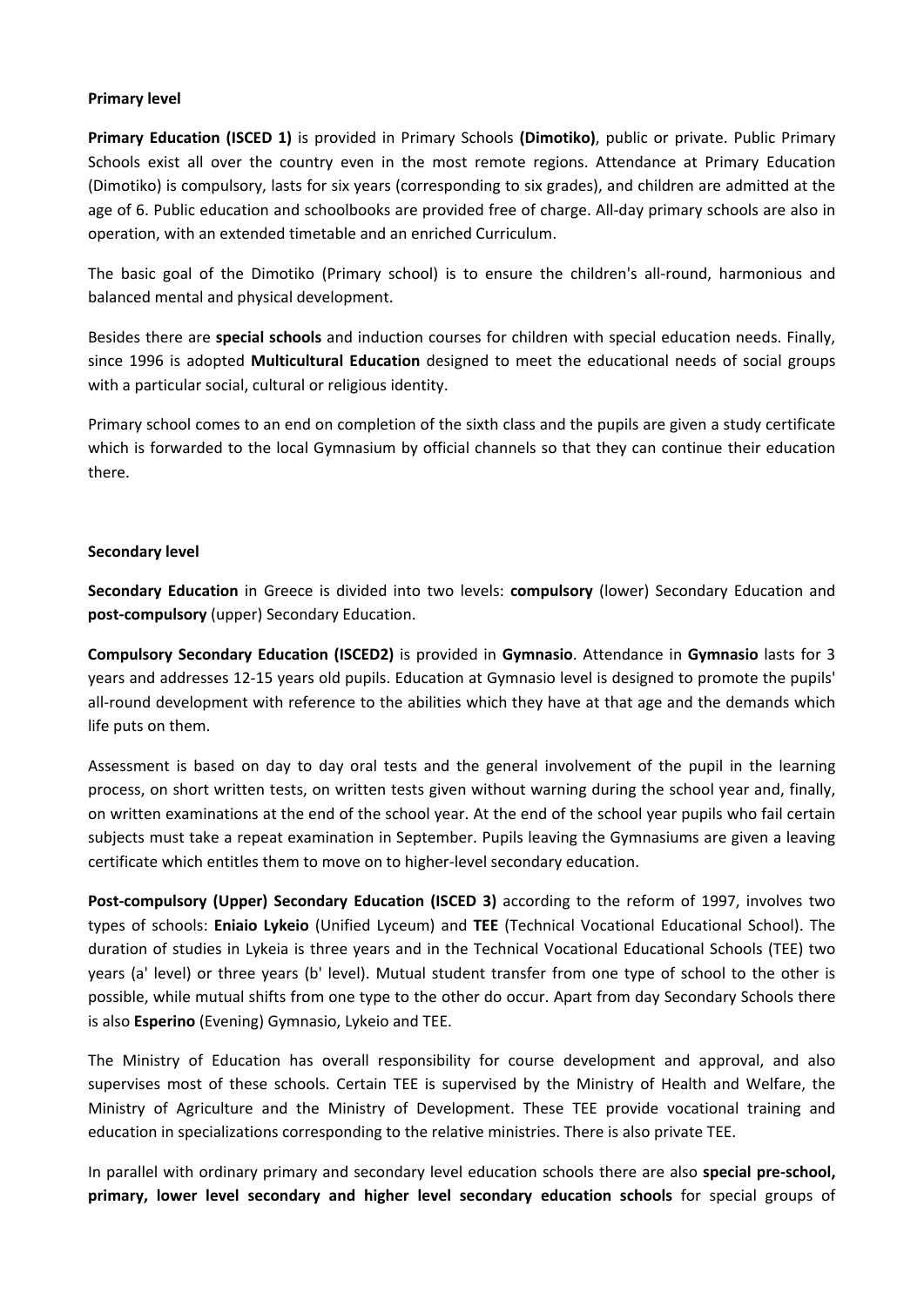**Primary level**

**Primary Education (ISCED 1)** is provided in Primary Schools **(Dimotiko)**, public or private. Public Primary Schools exist all over the country even in the most remote regions. Attendance at Primary Education (Dimotiko) is compulsory, lasts for six years (corresponding to six grades), and children are admitted at the age of 6. Public education and schoolbooks are provided free of charge. All-day primary schools are also in operation, with an extended timetable and an enriched Curriculum.

The basic goal of the Dimotiko (Primary school) is to ensure the children's all-round, harmonious and balanced mental and physical development.

Besides there are **special schools** and induction courses for children with special education needs. Finally, since 1996 is adopted **Multicultural Education** designed to meet the educational needs of social groups with a particular social, cultural or religious identity.

Primary school comes to an end on completion of the sixth class and the pupils are given a study certificate which is forwarded to the local Gymnasium by official channels so that they can continue their education there.

**Secondary level**

**Secondary Education** in Greece is divided into two levels: **compulsory** (lower) Secondary Education and **post-compulsory** (upper) Secondary Education.

**Compulsory Secondary Education (ISCED2)** is provided in **Gymnasio**. Attendance in **Gymnasio** lasts for 3 years and addresses 12-15 years old pupils. Education at Gymnasio level is designed to promote the pupils' all-round development with reference to the abilities which they have at that age and the demands which life puts on them.

Assessment is based on day to day oral tests and the general involvement of the pupil in the learning process, on short written tests, on written tests given without warning during the school year and, finally, on written examinations at the end of the school year. At the end of the school year pupils who fail certain subjects must take a repeat examination in September. Pupils leaving the Gymnasiums are given a leaving certificate which entitles them to move on to higher-level secondary education.

**Post-compulsory (Upper) Secondary Education (ISCED 3)** according to the reform of 1997, involves two types of schools: **Eniaio Lykeio** (Unified Lyceum) and **TEE** (Technical Vocational Educational School). The duration of studies in Lykeia is three years and in the Technical Vocational Educational Schools (TEE) two years (a' level) or three years (b' level). Mutual student transfer from one type of school to the other is possible, while mutual shifts from one type to the other do occur. Apart from day Secondary Schools there is also **Esperino** (Evening) Gymnasio, Lykeio and TEE.

The Ministry of Education has overall responsibility for course development and approval, and also supervises most of these schools. Certain TEE is supervised by the Ministry of Health and Welfare, the Ministry of Agriculture and the Ministry of Development. These TEE provide vocational training and education in specializations corresponding to the relative ministries. There is also private TEE.

In parallel with ordinary primary and secondary level education schools there are also **special pre-school, primary, lower level secondary and higher level secondary education schools** for special groups of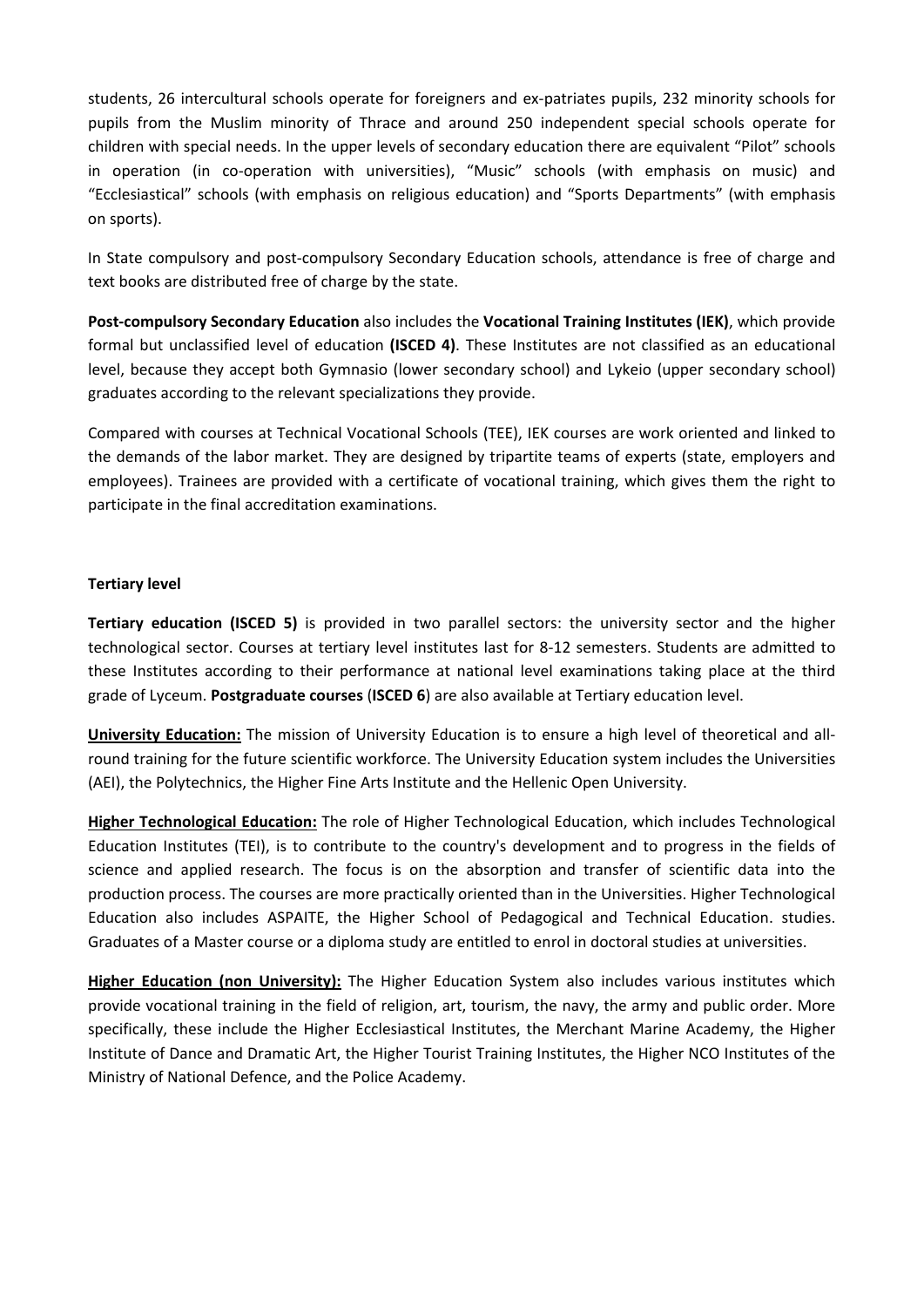students, 26 intercultural schools operate for foreigners and ex-patriates pupils, 232 minority schools for pupils from the Muslim minority of Thrace and around 250 independent special schools operate for children with special needs. In the upper levels of secondary education there are equivalent "Pilot" schools in operation (in co-operation with universities), "Music" schools (with emphasis on music) and "Ecclesiastical" schools (with emphasis on religious education) and "Sports Departments" (with emphasis on sports).

In State compulsory and post-compulsory Secondary Education schools, attendance is free of charge and text books are distributed free of charge by the state.

**Post-compulsory Secondary Education** also includes the **Vocational Training Institutes (IEK)**, which provide formal but unclassified level of education **(ISCED 4)**. These Institutes are not classified as an educational level, because they accept both Gymnasio (lower secondary school) and Lykeio (upper secondary school) graduates according to the relevant specializations they provide.

Compared with courses at Technical Vocational Schools (TEE), IEK courses are work oriented and linked to the demands of the labor market. They are designed by tripartite teams of experts (state, employers and employees). Trainees are provided with a certificate of vocational training, which gives them the right to participate in the final accreditation examinations.

**Tertiary level**

**Tertiary education (ISCED 5)** is provided in two parallel sectors: the university sector and the higher technological sector. Courses at tertiary level institutes last for 8-12 semesters. Students are admitted to these Institutes according to their performance at national level examinations taking place at the third grade of Lyceum. **Postgraduate courses** (**ISCED 6**) are also available at Tertiary education level.

**University Education:** The mission of University Education is to ensure a high level of theoretical and all-round training for the future scientific workforce. The University Education system includes the Universities (AEI), the Polytechnics, the Higher Fine Arts Institute and the Hellenic Open University.

**Higher Technological Education:** The role of Higher Technological Education, which includes Technological Education Institutes (TEI), is to contribute to the country's development and to progress in the fields of science and applied research. The focus is on the absorption and transfer of scientific data into the production process. The courses are more practically oriented than in the Universities. Higher Technological Education also includes ASPAITE, the Higher School of Pedagogical and Technical Education. studies. Graduates of a Master course or a diploma study are entitled to enrol in doctoral studies at universities.

**Higher Education (non University):** The Higher Education System also includes various institutes which provide vocational training in the field of religion, art, tourism, the navy, the army and public order. More specifically, these include the Higher Ecclesiastical Institutes, the Merchant Marine Academy, the Higher Institute of Dance and Dramatic Art, the Higher Tourist Training Institutes, the Higher NCO Institutes of the Ministry of National Defence, and the Police Academy.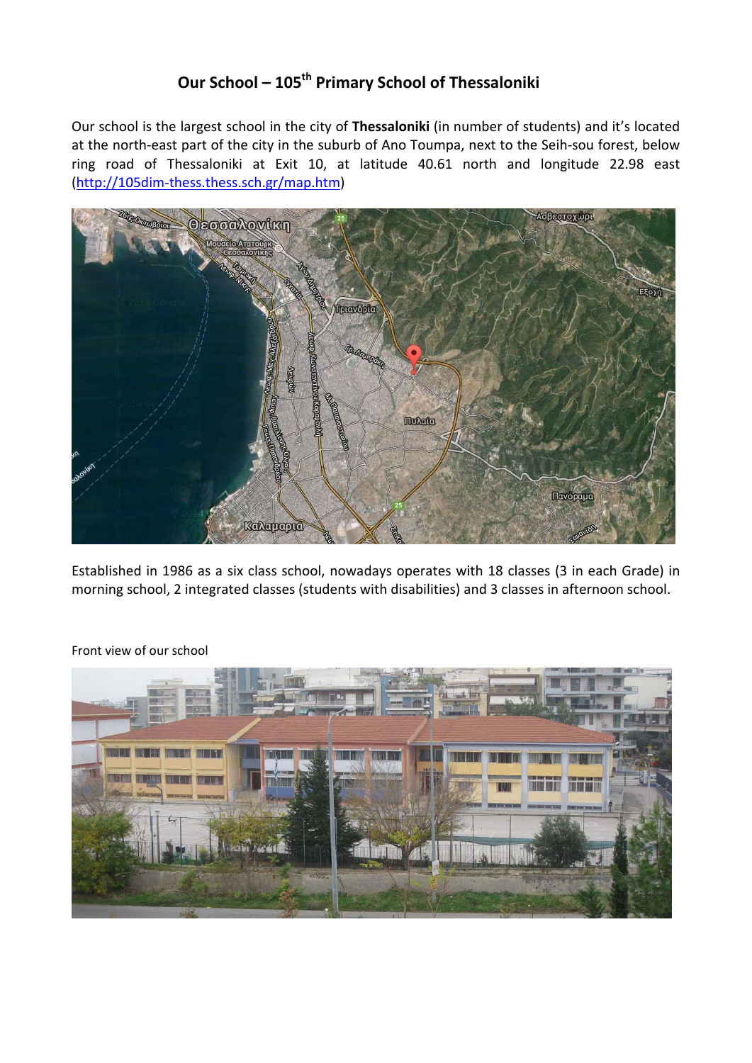# Our School – 105th Primary School of Thessaloniki

Our school is the largest school in the city of **Thessaloniki** (in number of students) and it's located at the north-east part of the city in the suburb of Ano Toumpa, next to the Seih-sou forest, below ring road of Thessaloniki at Exit 10, at latitude 40.61 north and longitude 22.98 east (http://105dim-thess.thess.sch.gr/map.htm)

Established in 1986 as a six class school, nowadays operates with 18 classes (3 in each Grade) in morning school, 2 integrated classes (students with disabilities) and 3 classes in afternoon school.

Front view of our school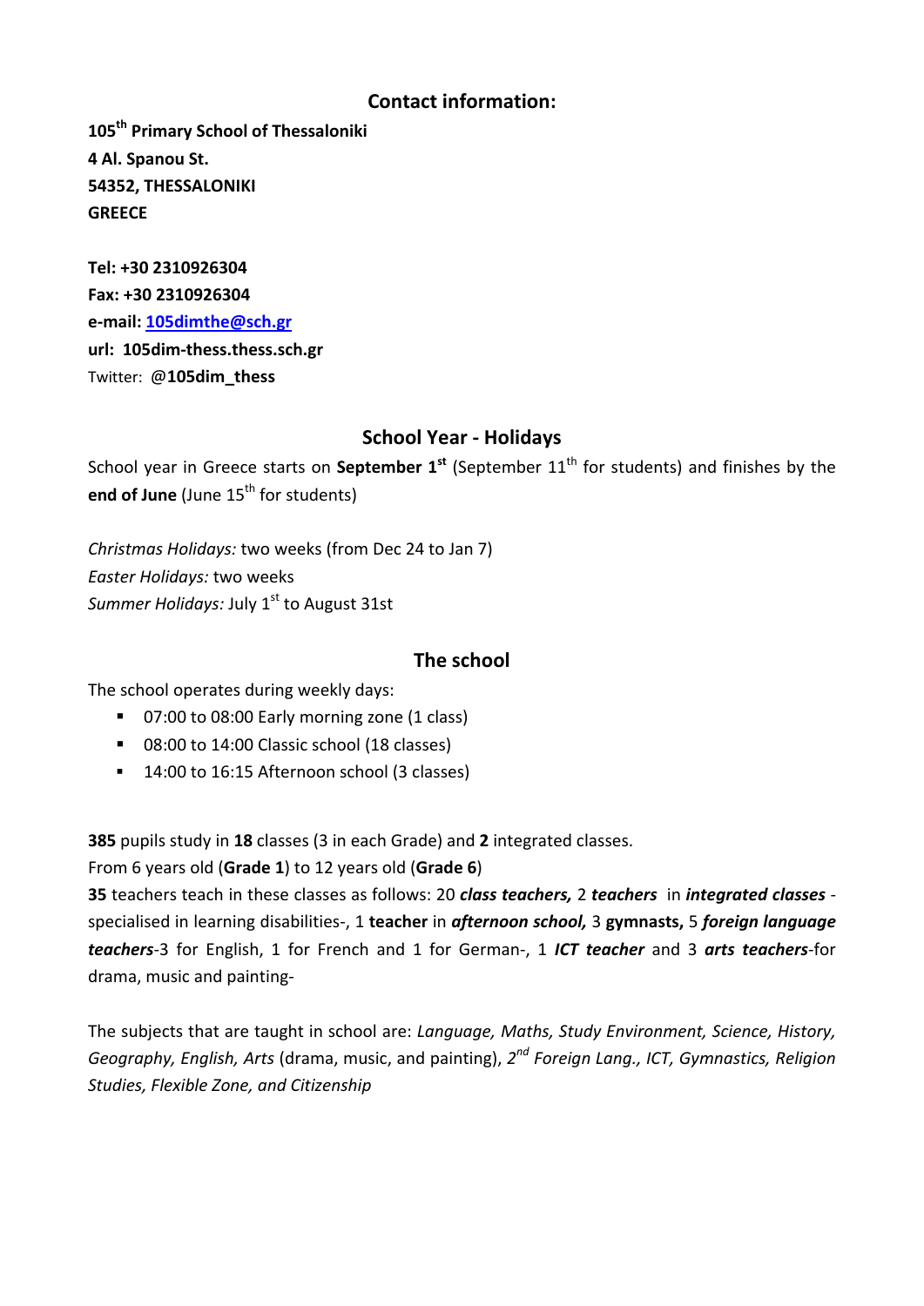## Contact information:

**105th Primary School of Thessaloniki**
**4 Al. Spanou St.**
**54352, THESSALONIKI**
**GREECE**

**Tel: +30 2310926304**
**Fax: +30 2310926304**
**e-mail: 105dimthe@sch.gr**
**url: 105dim-thess.thess.sch.gr**
Twitter: @**105dim_thess**

## School Year - Holidays

School year in Greece starts on **September 1st** (September 11th for students) and finishes by the **end of June** (June 15th for students)

*Christmas Holidays:* two weeks (from Dec 24 to Jan 7)
*Easter Holidays:* two weeks
*Summer Holidays:* July 1st to August 31st

## The school

The school operates during weekly days:

- 07:00 to 08:00 Early morning zone (1 class)
- 08:00 to 14:00 Classic school (18 classes)
- 14:00 to 16:15 Afternoon school (3 classes)

**385** pupils study in **18** classes (3 in each Grade) and **2** integrated classes.
From 6 years old (**Grade 1**) to 12 years old (**Grade 6**)
**35** teachers teach in these classes as follows: 20 ***class teachers,*** 2 ***teachers*** in ***integrated classes*** -specialised in learning disabilities-, 1 **teacher** in ***afternoon school,*** 3 **gymnasts,** 5 ***foreign language teachers***-3 for English, 1 for French and 1 for German-, 1 ***ICT teacher*** and 3 ***arts teachers***-for drama, music and painting-

The subjects that are taught in school are: *Language, Maths, Study Environment, Science, History, Geography, English, Arts* (drama, music, and painting), *2nd Foreign Lang., ICT, Gymnastics, Religion Studies, Flexible Zone, and Citizenship*